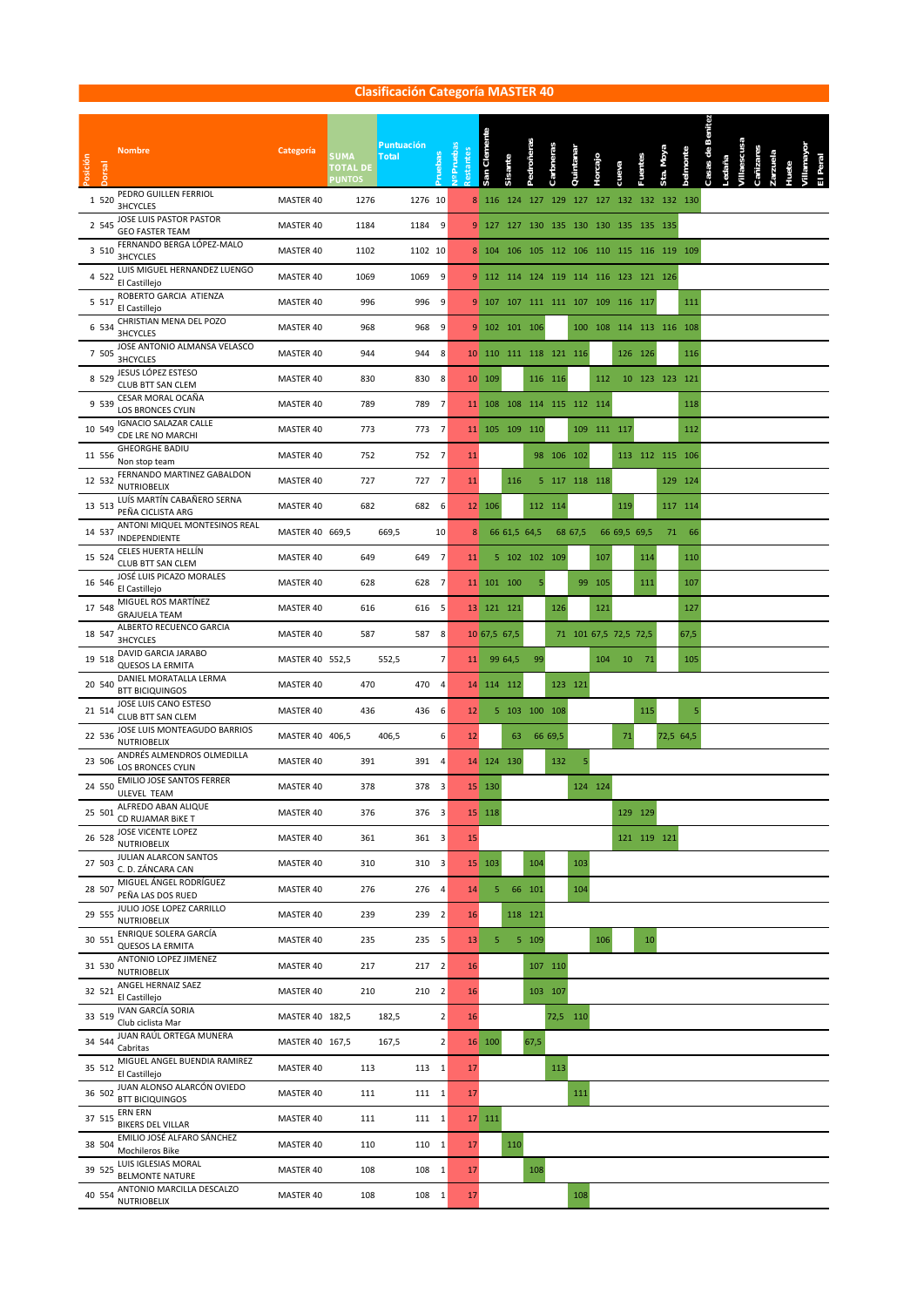# Clasificación Categoría MASTER 40

| Posición | Dorsal | Nombre | Categoría | SUMA TOTAL DE PUNTOS | Puntuación Total | Pruebas | Nº Pruebas Restantes | San Clemente | Sisante | Pedroñeras | Carboneras | Quintanar | Horcajo | cueva | Fuentes | Sta. Moya | belmonte | Casas de Benitez | Ledaña | Villaescusa | Cañizares | Zarzuela | Huete | Villamayor | El Peral |
|---|---|---|---|---|---|---|---|---|---|---|---|---|---|---|---|---|---|---|---|---|---|---|---|---|---|
| 1 | 520 | PEDRO GUILLEN FERROL<br>3HCYCLES | MASTER 40 | 1276 | 1276 | 10 | 8 | 116 | 124 | 127 | 129 | 127 | 127 | 132 | 132 | 132 | 130 | | | | | | | | |
| 2 | 545 | JOSE LUIS PASTOR PASTOR<br>GEO FASTER TEAM | MASTER 40 | 1184 | 1184 | 9 | 9 | 127 | 127 | 130 | 135 | 130 | 130 | 135 | 135 | 135 | | | | | | | | | |
| 3 | 510 | FERNANDO BERGA LÓPEZ-MALO<br>3HCYCLES | MASTER 40 | 1102 | 1102 | 10 | 8 | 104 | 106 | 105 | 112 | 106 | 110 | 115 | 116 | 119 | 109 | | | | | | | | |
| 4 | 522 | LUIS MIGUEL HERNANDEZ LUENGO<br>El Castillejo | MASTER 40 | 1069 | 1069 | 9 | 9 | 112 | 114 | 124 | 119 | 114 | 116 | 123 | 121 | 126 | | | | | | | | | |
| 5 | 517 | ROBERTO GARCIA ATIENZA<br>El Castillejo | MASTER 40 | 996 | 996 | 9 | 9 | 107 | 107 | 111 | 111 | 107 | 109 | 116 | 117 | | 111 | | | | | | | | |
| 6 | 534 | CHRISTIAN MENA DEL POZO<br>3HCYCLES | MASTER 40 | 968 | 968 | 9 | 9 | 102 | 101 | 106 | | 100 | 108 | 114 | 113 | 116 | 108 | | | | | | | | |
| 7 | 505 | JOSE ANTONIO ALMANSA VELASCO<br>3HCYCLES | MASTER 40 | 944 | 944 | 8 | 10 | 110 | 111 | 118 | 121 | 116 | | 126 | 126 | | 116 | | | | | | | | |
| 8 | 529 | JESUS LÓPEZ ESTESO<br>CLUB BTT SAN CLEM | MASTER 40 | 830 | 830 | 8 | 10 | 109 | | 116 | 116 | | 112 | 10 | 123 | 123 | 121 | | | | | | | | |
| 9 | 539 | CESAR MORAL OCAÑA<br>LOS BRONCES CYLIN | MASTER 40 | 789 | 789 | 7 | 11 | 108 | 108 | 114 | 115 | 112 | 114 | | | | 118 | | | | | | | | |
| 10 | 549 | IGNACIO SALAZAR CALLE<br>CDE LRE NO MARCHI | MASTER 40 | 773 | 773 | 7 | 11 | 105 | 109 | 110 | | 109 | 111 | 117 | | | 112 | | | | | | | | |
| 11 | 556 | GHEORGHE BADIU<br>Non stop team | MASTER 40 | 752 | 752 | 7 | 11 | | | 98 | 106 | 102 | | 113 | 112 | 115 | 106 | | | | | | | | |
| 12 | 532 | FERNANDO MARTINEZ GABALDON<br>NUTRIOBELIX | MASTER 40 | 727 | 727 | 7 | 11 | | 116 | 5 | 117 | 118 | 118 | | | 129 | 124 | | | | | | | | |
| 13 | 513 | LUÍS MARTÍN CABAÑERO SERNA<br>PEÑA CICLISTA ARG | MASTER 40 | 682 | 682 | 6 | 12 | 106 | | 112 | 114 | | | 119 | | 117 | 114 | | | | | | | | |
| 14 | 537 | ANTONI MIQUEL MONTESINOS REAL<br>INDEPENDIENTE | MASTER 40 | 669,5 | 669,5 | 10 | 8 | 66 | 61,5 | 64,5 | 68 | 67,5 | 66 | 69,5 | 69,5 | 71 | 66 | | | | | | | | |
| 15 | 524 | CELES HUERTA HELLÍN<br>CLUB BTT SAN CLEM | MASTER 40 | 649 | 649 | 7 | 11 | 5 | 102 | 102 | 109 | | 107 | | 114 | | 110 | | | | | | | | |
| 16 | 546 | JOSÉ LUIS PICAZO MORALES<br>El Castillejo | MASTER 40 | 628 | 628 | 7 | 11 | 101 | 100 | 5 | | 99 | 105 | | 111 | | 107 | | | | | | | | |
| 17 | 548 | MIGUEL ROS MARTÍNEZ<br>GRAJUELA TEAM | MASTER 40 | 616 | 616 | 5 | 13 | 121 | 121 | | 126 | | 121 | | | | 127 | | | | | | | | |
| 18 | 547 | ALBERTO RECUENCO GARCIA<br>3HCYCLES | MASTER 40 | 587 | 587 | 8 | 10 | 67,5 | 67,5 | | 71 | 101 | 67,5 | 72,5 | 72,5 | | 67,5 | | | | | | | | |
| 19 | 518 | DAVID GARCIA JARABO<br>QUESOS LA ERMITA | MASTER 40 | 552,5 | 552,5 | 7 | 11 | 99 | 64,5 | 99 | | | 104 | 10 | 71 | | 105 | | | | | | | | |
| 20 | 540 | DANIEL MORATALLA LERMA<br>BTT BICIQUINGOS | MASTER 40 | 470 | 470 | 4 | 14 | 114 | 112 | | 123 | 121 | | | | | | | | | | | | | |
| 21 | 514 | JOSE LUIS CANO ESTESO<br>CLUB BTT SAN CLEM | MASTER 40 | 436 | 436 | 6 | 12 | 5 | 103 | 100 | 108 | | | | 115 | | 5 | | | | | | | | |
| 22 | 536 | JOSE LUIS MONTEAGUDO BARRIOS<br>NUTRIOBELIX | MASTER 40 | 406,5 | 406,5 | 6 | 12 | | 63 | 66 | 69,5 | | | 71 | | 72,5 | 64,5 | | | | | | | | |
| 23 | 506 | ANDRÉS ALMENDROS OLMEDILLA<br>LOS BRONCES CYLIN | MASTER 40 | 391 | 391 | 4 | 14 | 124 | 130 | | 132 | 5 | | | | | | | | | | | | | |
| 24 | 550 | EMILIO JOSE SANTOS FERRER<br>ULEVEL TEAM | MASTER 40 | 378 | 378 | 3 | 15 | 130 | | | | 124 | 124 | | | | | | | | | | | | |
| 25 | 501 | ALFREDO ABAN ALIQUE<br>CD RUJAMAR BiKE T | MASTER 40 | 376 | 376 | 3 | 15 | 118 | | | | | | 129 | 129 | | | | | | | | | | |
| 26 | 528 | JOSE VICENTE LOPEZ<br>NUTRIOBELIX | MASTER 40 | 361 | 361 | 3 | 15 | | | | | | | 121 | 119 | 121 | | | | | | | | | |
| 27 | 503 | JULIAN ALARCON SANTOS<br>C. D. ZÁNCARA CAN | MASTER 40 | 310 | 310 | 3 | 15 | 103 | | 104 | | 103 | | | | | | | | | | | | | |
| 28 | 507 | MIGUEL ÁNGEL RODRÍGUEZ<br>PEÑA LAS DOS RUED | MASTER 40 | 276 | 276 | 4 | 14 | 5 | 66 | 101 | | 104 | | | | | | | | | | | | | |
| 29 | 555 | JULIO JOSE LOPEZ CARRILLO<br>NUTRIOBELIX | MASTER 40 | 239 | 239 | 2 | 16 | | 118 | 121 | | | | | | | | | | | | | | | |
| 30 | 551 | ENRIQUE SOLERA GARCÍA<br>QUESOS LA ERMITA | MASTER 40 | 235 | 235 | 5 | 13 | 5 | 5 | 109 | | | 106 | | 10 | | | | | | | | | | |
| 31 | 530 | ANTONIO LOPEZ JIMENEZ<br>NUTRIOBELIX | MASTER 40 | 217 | 217 | 2 | 16 | | | 107 | 110 | | | | | | | | | | | | | | |
| 32 | 521 | ANGEL HERNAIZ SAEZ<br>El Castillejo | MASTER 40 | 210 | 210 | 2 | 16 | | | 103 | 107 | | | | | | | | | | | | | | |
| 33 | 519 | IVAN GARCÍA SORIA<br>Club ciclista Mar | MASTER 40 | 182,5 | 182,5 | 2 | 16 | | | | 72,5 | 110 | | | | | | | | | | | | | |
| 34 | 544 | JUAN RAÚL ORTEGA MUNERA<br>Cabritas | MASTER 40 | 167,5 | 167,5 | 2 | 16 | 100 | | 67,5 | | | | | | | | | | | | | | | |
| 35 | 512 | MIGUEL ANGEL BUENDIA RAMIREZ<br>El Castillejo | MASTER 40 | 113 | 113 | 1 | 17 | | | | 113 | | | | | | | | | | | | | | |
| 36 | 502 | JUAN ALONSO ALARCÓN OVIEDO<br>BTT BICIQUINGOS | MASTER 40 | 111 | 111 | 1 | 17 | | | | | 111 | | | | | | | | | | | | | |
| 37 | 515 | ERN ERN<br>BIKERS DEL VILLAR | MASTER 40 | 111 | 111 | 1 | 17 | 111 | | | | | | | | | | | | | | | | | |
| 38 | 504 | EMILIO JOSÉ ALFARO SÁNCHEZ<br>Mochileros Bike | MASTER 40 | 110 | 110 | 1 | 17 | | 110 | | | | | | | | | | | | | | | | |
| 39 | 525 | LUIS IGLESIAS MORAL<br>BELMONTE NATURE | MASTER 40 | 108 | 108 | 1 | 17 | | | 108 | | | | | | | | | | | | | | | |
| 40 | 554 | ANTONIO MARCILLA DESCALZO<br>NUTRIOBELIX | MASTER 40 | 108 | 108 | 1 | 17 | | | | | 108 | | | | | | | | | | | | | |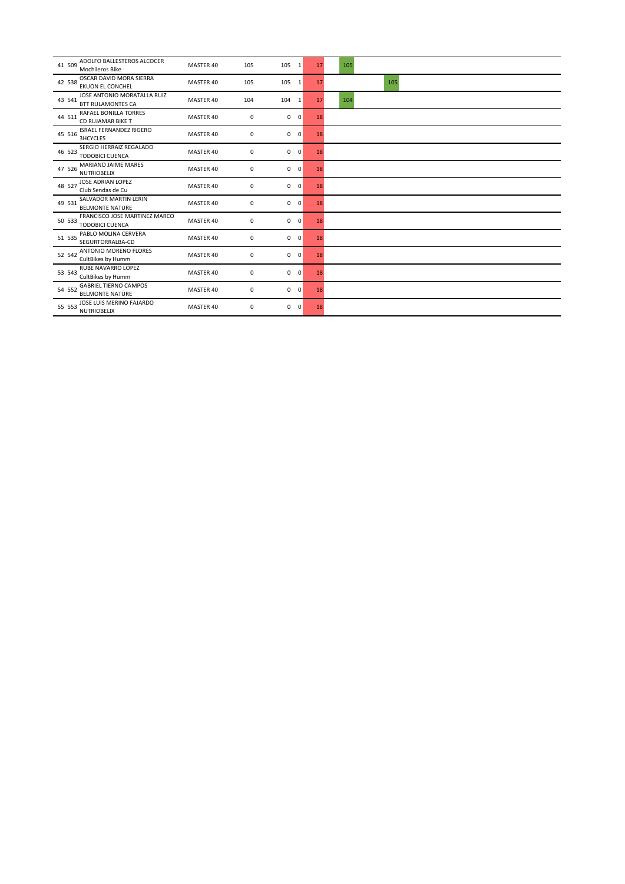| | | | | | | | | | |
|---|---|---|---|---|---|---|---|---|---|
| 41 | 509 | ADOLFO BALLESTEROS ALCOCER<br>Mochileros Bike | MASTER 40 | 105 | 105 | 1 | 17 | 105 | |
| 42 | 538 | OSCAR DAVID MORA SIERRA<br>EKUON EL CONCHEL | MASTER 40 | 105 | 105 | 1 | 17 | | 105 |
| 43 | 541 | JOSE ANTONIO MORATALLA RUIZ<br>BTT RULAMONTES CA | MASTER 40 | 104 | 104 | 1 | 17 | 104 | |
| 44 | 511 | RAFAEL BONILLA TORRES<br>CD RUJAMAR BiKE T | MASTER 40 | 0 | 0 | 0 | 18 | | |
| 45 | 516 | ISRAEL FERNANDEZ RIGERO<br>3HCYCLES | MASTER 40 | 0 | 0 | 0 | 18 | | |
| 46 | 523 | SERGIO HERRAIZ REGALADO<br>TODOBICI CUENCA | MASTER 40 | 0 | 0 | 0 | 18 | | |
| 47 | 526 | MARIANO JAIME MARES<br>NUTRIOBELIX | MASTER 40 | 0 | 0 | 0 | 18 | | |
| 48 | 527 | JOSE ADRIAN LOPEZ<br>Club Sendas de Cu | MASTER 40 | 0 | 0 | 0 | 18 | | |
| 49 | 531 | SALVADOR MARTIN LERIN<br>BELMONTE NATURE | MASTER 40 | 0 | 0 | 0 | 18 | | |
| 50 | 533 | FRANCISCO JOSE MARTINEZ MARCO<br>TODOBICI CUENCA | MASTER 40 | 0 | 0 | 0 | 18 | | |
| 51 | 535 | PABLO MOLINA CERVERA<br>SEGURTORRALBA-CD | MASTER 40 | 0 | 0 | 0 | 18 | | |
| 52 | 542 | ANTONIO MORENO FLORES<br>CultBikes by Humm | MASTER 40 | 0 | 0 | 0 | 18 | | |
| 53 | 543 | RUBE NAVARRO LOPEZ<br>CultBikes by Humm | MASTER 40 | 0 | 0 | 0 | 18 | | |
| 54 | 552 | GABRIEL TIERNO CAMPOS<br>BELMONTE NATURE | MASTER 40 | 0 | 0 | 0 | 18 | | |
| 55 | 553 | JOSE LUIS MERINO FAJARDO<br>NUTRIOBELIX | MASTER 40 | 0 | 0 | 0 | 18 | | |